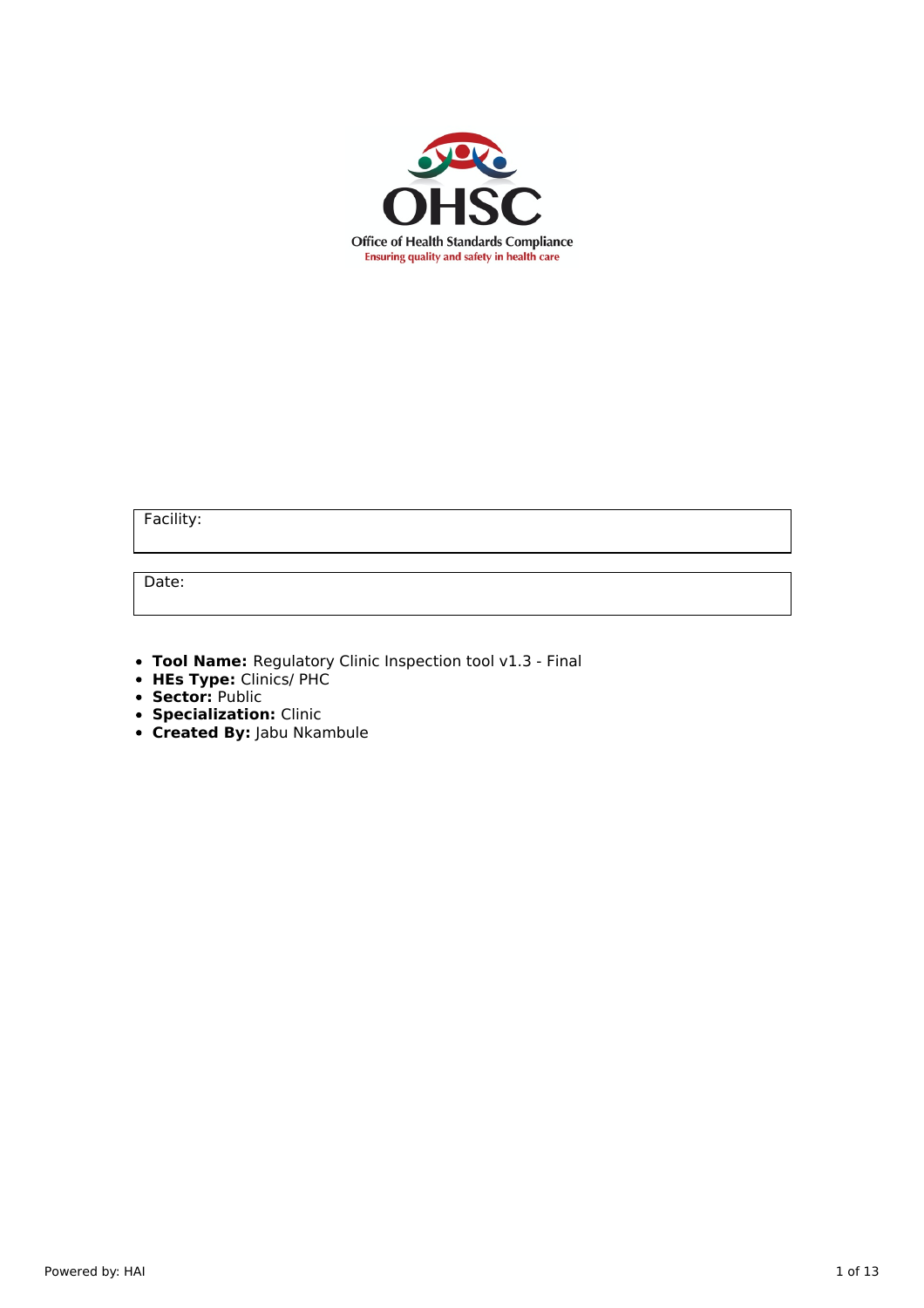OHSC

Office of Health Standards Compliance

Ensuring quality and safety in health care

| Facility: |
| --- |

| Date: |
| --- |

- **Tool Name:** Regulatory Clinic Inspection tool v1.3 - Final
- **HEs Type:** Clinics/ PHC
- **Sector:** Public
- **Specialization:** Clinic
- **Created By:** Jabu Nkambule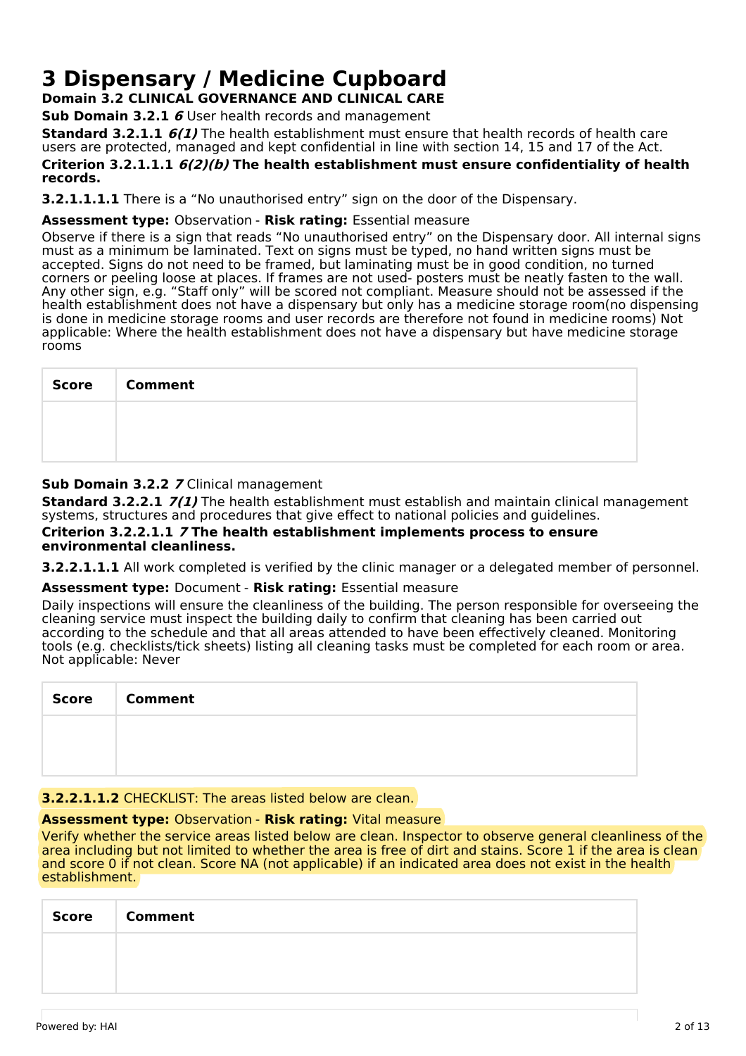# 3 Dispensary / Medicine Cupboard

**Domain 3.2 CLINICAL GOVERNANCE AND CLINICAL CARE**

**Sub Domain 3.2.1** ***6*** User health records and management

**Standard 3.2.1.1** ***6(1)*** The health establishment must ensure that health records of health care users are protected, managed and kept confidential in line with section 14, 15 and 17 of the Act.

**Criterion 3.2.1.1.1** ***6(2)(b)*** **The health establishment must ensure confidentiality of health records.**

**3.2.1.1.1.1** There is a "No unauthorised entry" sign on the door of the Dispensary.

**Assessment type:** Observation - **Risk rating:** Essential measure

Observe if there is a sign that reads "No unauthorised entry" on the Dispensary door. All internal signs must as a minimum be laminated. Text on signs must be typed, no hand written signs must be accepted. Signs do not need to be framed, but laminating must be in good condition, no turned corners or peeling loose at places. If frames are not used- posters must be neatly fasten to the wall. Any other sign, e.g. "Staff only" will be scored not compliant. Measure should not be assessed if the health establishment does not have a dispensary but only has a medicine storage room(no dispensing is done in medicine storage rooms and user records are therefore not found in medicine rooms) Not applicable: Where the health establishment does not have a dispensary but have medicine storage rooms

| Score | Comment |
| --- | --- |
| | |

**Sub Domain 3.2.2** ***7*** Clinical management

**Standard 3.2.2.1** ***7(1)*** The health establishment must establish and maintain clinical management systems, structures and procedures that give effect to national policies and guidelines.

**Criterion 3.2.2.1.1** ***7*** **The health establishment implements process to ensure environmental cleanliness.**

**3.2.2.1.1.1** All work completed is verified by the clinic manager or a delegated member of personnel.

**Assessment type:** Document - **Risk rating:** Essential measure

Daily inspections will ensure the cleanliness of the building. The person responsible for overseeing the cleaning service must inspect the building daily to confirm that cleaning has been carried out according to the schedule and that all areas attended to have been effectively cleaned. Monitoring tools (e.g. checklists/tick sheets) listing all cleaning tasks must be completed for each room or area. Not applicable: Never

| Score | Comment |
| --- | --- |
| | |

**3.2.2.1.1.2** CHECKLIST: The areas listed below are clean.

**Assessment type:** Observation - **Risk rating:** Vital measure

Verify whether the service areas listed below are clean. Inspector to observe general cleanliness of the area including but not limited to whether the area is free of dirt and stains. Score 1 if the area is clean and score 0 if not clean. Score NA (not applicable) if an indicated area does not exist in the health establishment.

| Score | Comment |
| --- | --- |
| | |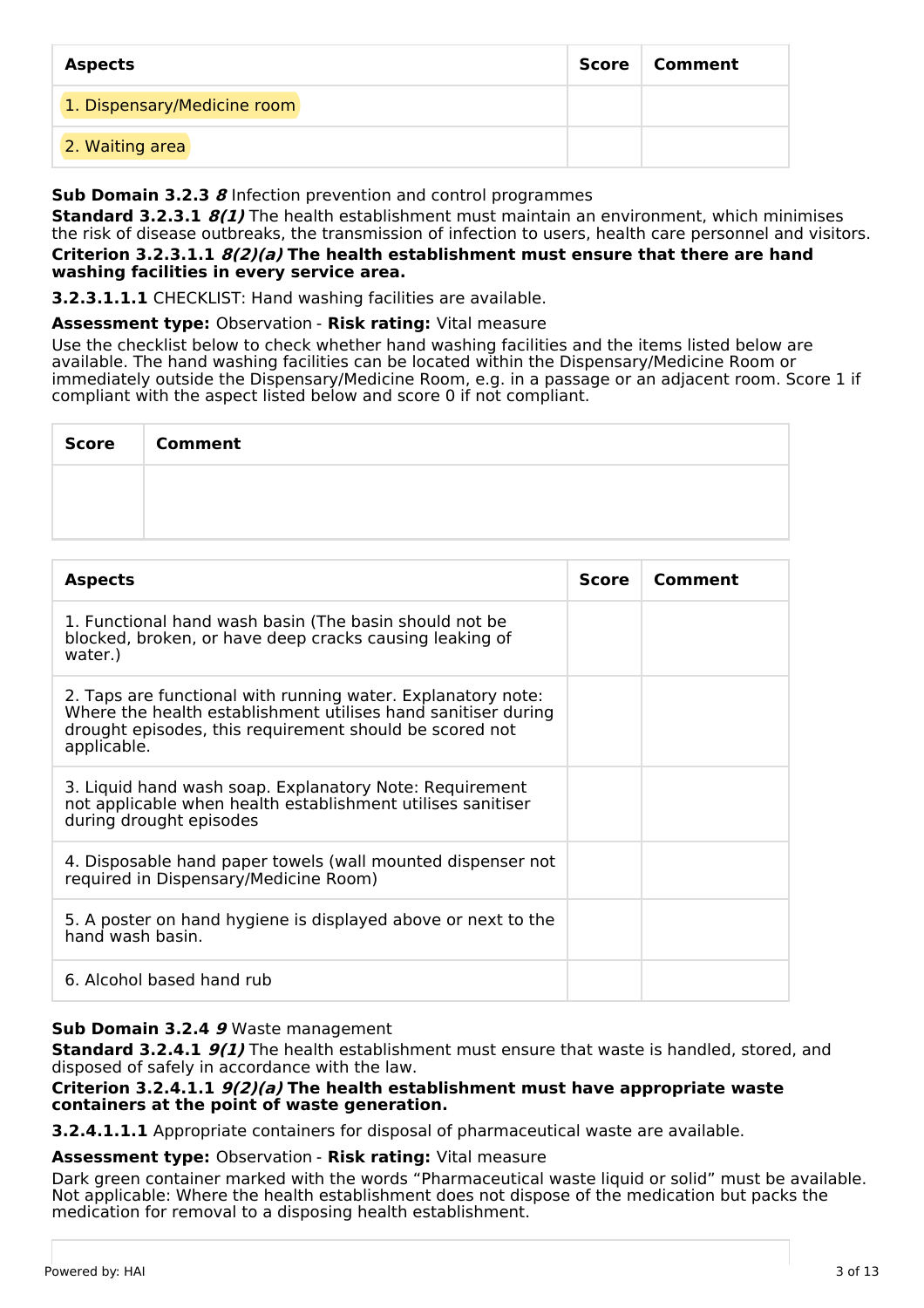| Aspects | Score | Comment |
|---|---|---|
| 1. Dispensary/Medicine room | | |
| 2. Waiting area | | |

**Sub Domain 3.2.3** ***8*** Infection prevention and control programmes

**Standard 3.2.3.1** ***8(1)*** The health establishment must maintain an environment, which minimises the risk of disease outbreaks, the transmission of infection to users, health care personnel and visitors.

**Criterion 3.2.3.1.1** ***8(2)(a)*** **The health establishment must ensure that there are hand washing facilities in every service area.**

**3.2.3.1.1.1** CHECKLIST: Hand washing facilities are available.

**Assessment type:** Observation - **Risk rating:** Vital measure

Use the checklist below to check whether hand washing facilities and the items listed below are available. The hand washing facilities can be located within the Dispensary/Medicine Room or immediately outside the Dispensary/Medicine Room, e.g. in a passage or an adjacent room. Score 1 if compliant with the aspect listed below and score 0 if not compliant.

| Score | Comment |
|---|---|
| | |

| Aspects | Score | Comment |
|---|---|---|
| 1. Functional hand wash basin (The basin should not be blocked, broken, or have deep cracks causing leaking of water.) | | |
| 2. Taps are functional with running water. Explanatory note: Where the health establishment utilises hand sanitiser during drought episodes, this requirement should be scored not applicable. | | |
| 3. Liquid hand wash soap. Explanatory Note: Requirement not applicable when health establishment utilises sanitiser during drought episodes | | |
| 4. Disposable hand paper towels (wall mounted dispenser not required in Dispensary/Medicine Room) | | |
| 5. A poster on hand hygiene is displayed above or next to the hand wash basin. | | |
| 6. Alcohol based hand rub | | |

**Sub Domain 3.2.4** ***9*** Waste management

**Standard 3.2.4.1** ***9(1)*** The health establishment must ensure that waste is handled, stored, and disposed of safely in accordance with the law.

**Criterion 3.2.4.1.1** ***9(2)(a)*** **The health establishment must have appropriate waste containers at the point of waste generation.**

**3.2.4.1.1.1** Appropriate containers for disposal of pharmaceutical waste are available.

**Assessment type:** Observation - **Risk rating:** Vital measure

Dark green container marked with the words "Pharmaceutical waste liquid or solid" must be available. Not applicable: Where the health establishment does not dispose of the medication but packs the medication for removal to a disposing health establishment.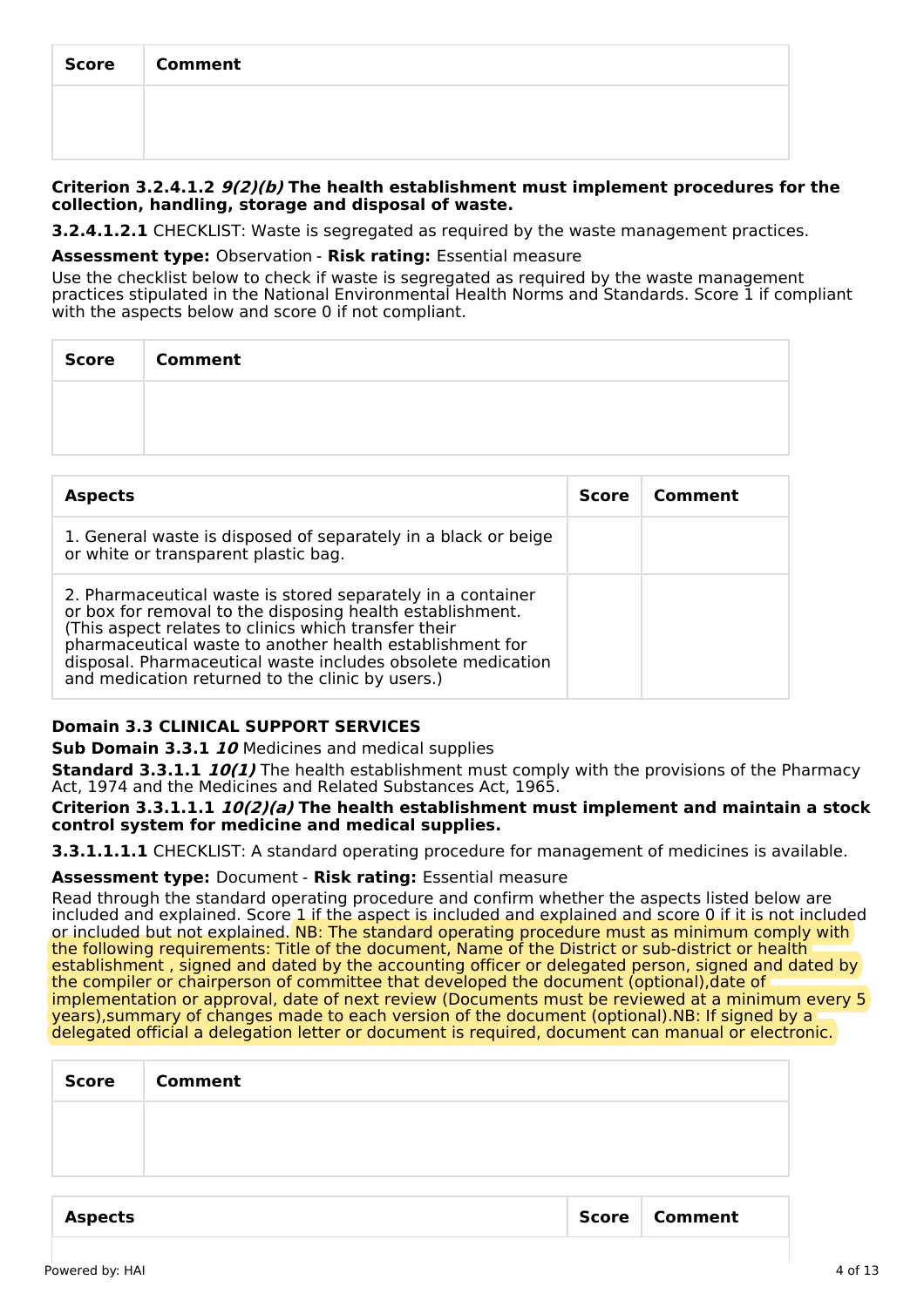| Score | Comment |
|---|---|
| | |

**Criterion 3.2.4.1.2 *9(2)(b)* The health establishment must implement procedures for the collection, handling, storage and disposal of waste.**

**3.2.4.1.2.1** CHECKLIST: Waste is segregated as required by the waste management practices.

**Assessment type:** Observation - **Risk rating:** Essential measure

Use the checklist below to check if waste is segregated as required by the waste management practices stipulated in the National Environmental Health Norms and Standards. Score 1 if compliant with the aspects below and score 0 if not compliant.

| Score | Comment |
|---|---|
| | |

| Aspects | Score | Comment |
|---|---|---|
| 1. General waste is disposed of separately in a black or beige or white or transparent plastic bag. | | |
| 2. Pharmaceutical waste is stored separately in a container or box for removal to the disposing health establishment. (This aspect relates to clinics which transfer their pharmaceutical waste to another health establishment for disposal. Pharmaceutical waste includes obsolete medication and medication returned to the clinic by users.) | | |

**Domain 3.3 CLINICAL SUPPORT SERVICES**

**Sub Domain 3.3.1 *10*** Medicines and medical supplies

**Standard 3.3.1.1 *10(1)*** The health establishment must comply with the provisions of the Pharmacy Act, 1974 and the Medicines and Related Substances Act, 1965.

**Criterion 3.3.1.1.1 *10(2)(a)* The health establishment must implement and maintain a stock control system for medicine and medical supplies.**

**3.3.1.1.1.1** CHECKLIST: A standard operating procedure for management of medicines is available.

**Assessment type:** Document - **Risk rating:** Essential measure

Read through the standard operating procedure and confirm whether the aspects listed below are included and explained. Score 1 if the aspect is included and explained and score 0 if it is not included or included but not explained. NB: The standard operating procedure must as minimum comply with the following requirements: Title of the document, Name of the District or sub-district or health establishment , signed and dated by the accounting officer or delegated person, signed and dated by the compiler or chairperson of committee that developed the document (optional),date of implementation or approval, date of next review (Documents must be reviewed at a minimum every 5 years),summary of changes made to each version of the document (optional).NB: If signed by a delegated official a delegation letter or document is required, document can manual or electronic.

| Score | Comment |
|---|---|
| | |

| Aspects | Score | Comment |
|---|---|---|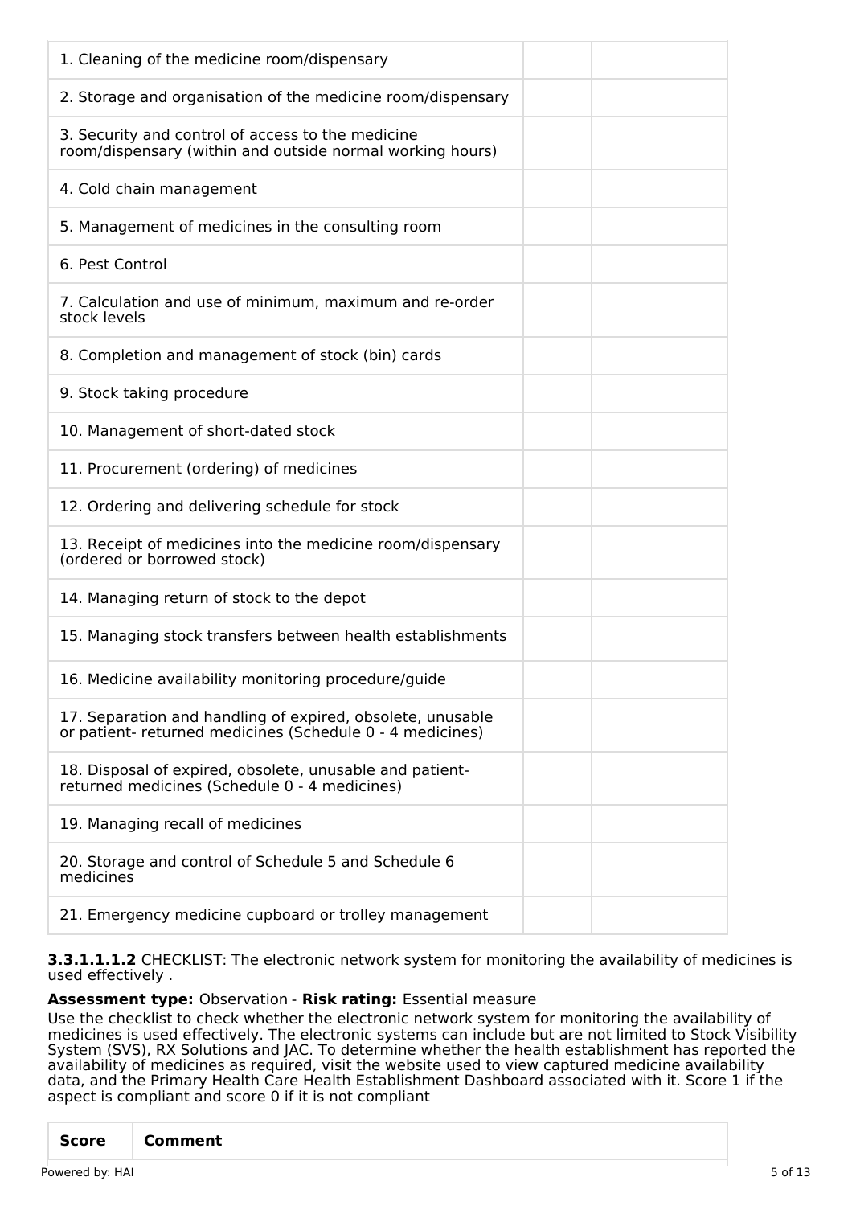| | | |
|---|---|---|
| 1. Cleaning of the medicine room/dispensary | | |
| 2. Storage and organisation of the medicine room/dispensary | | |
| 3. Security and control of access to the medicine room/dispensary (within and outside normal working hours) | | |
| 4. Cold chain management | | |
| 5. Management of medicines in the consulting room | | |
| 6. Pest Control | | |
| 7. Calculation and use of minimum, maximum and re-order stock levels | | |
| 8. Completion and management of stock (bin) cards | | |
| 9. Stock taking procedure | | |
| 10. Management of short-dated stock | | |
| 11. Procurement (ordering) of medicines | | |
| 12. Ordering and delivering schedule for stock | | |
| 13. Receipt of medicines into the medicine room/dispensary (ordered or borrowed stock) | | |
| 14. Managing return of stock to the depot | | |
| 15. Managing stock transfers between health establishments | | |
| 16. Medicine availability monitoring procedure/guide | | |
| 17. Separation and handling of expired, obsolete, unusable or patient- returned medicines (Schedule 0 - 4 medicines) | | |
| 18. Disposal of expired, obsolete, unusable and patient-returned medicines (Schedule 0 - 4 medicines) | | |
| 19. Managing recall of medicines | | |
| 20. Storage and control of Schedule 5 and Schedule 6 medicines | | |
| 21. Emergency medicine cupboard or trolley management | | |

**3.3.1.1.1.2** CHECKLIST: The electronic network system for monitoring the availability of medicines is used effectively .

**Assessment type:** Observation - **Risk rating:** Essential measure

Use the checklist to check whether the electronic network system for monitoring the availability of medicines is used effectively. The electronic systems can include but are not limited to Stock Visibility System (SVS), RX Solutions and JAC. To determine whether the health establishment has reported the availability of medicines as required, visit the website used to view captured medicine availability data, and the Primary Health Care Health Establishment Dashboard associated with it. Score 1 if the aspect is compliant and score 0 if it is not compliant

| Score | Comment |
|---|---|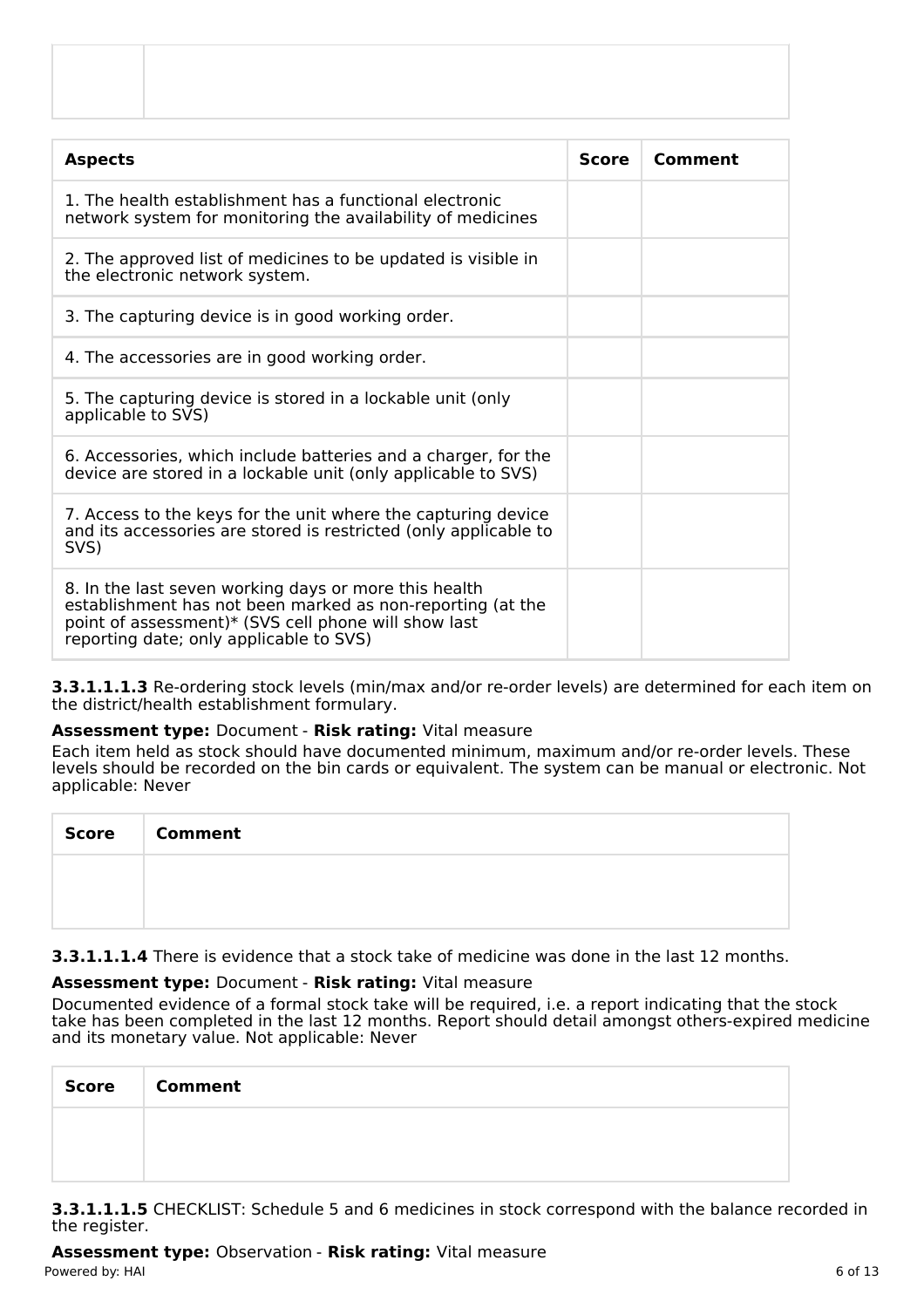| | |
|---|---|
| | |

| Aspects | Score | Comment |
|---|---|---|
| 1. The health establishment has a functional electronic network system for monitoring the availability of medicines | | |
| 2. The approved list of medicines to be updated is visible in the electronic network system. | | |
| 3. The capturing device is in good working order. | | |
| 4. The accessories are in good working order. | | |
| 5. The capturing device is stored in a lockable unit (only applicable to SVS) | | |
| 6. Accessories, which include batteries and a charger, for the device are stored in a lockable unit (only applicable to SVS) | | |
| 7. Access to the keys for the unit where the capturing device and its accessories are stored is restricted (only applicable to SVS) | | |
| 8. In the last seven working days or more this health establishment has not been marked as non-reporting (at the point of assessment)* (SVS cell phone will show last reporting date; only applicable to SVS) | | |

**3.3.1.1.1.3** Re-ordering stock levels (min/max and/or re-order levels) are determined for each item on the district/health establishment formulary.

**Assessment type:** Document - **Risk rating:** Vital measure

Each item held as stock should have documented minimum, maximum and/or re-order levels. These levels should be recorded on the bin cards or equivalent. The system can be manual or electronic. Not applicable: Never

| Score | Comment |
|---|---|
| | |

**3.3.1.1.1.4** There is evidence that a stock take of medicine was done in the last 12 months.

**Assessment type:** Document - **Risk rating:** Vital measure

Documented evidence of a formal stock take will be required, i.e. a report indicating that the stock take has been completed in the last 12 months. Report should detail amongst others-expired medicine and its monetary value. Not applicable: Never

| Score | Comment |
|---|---|
| | |

**3.3.1.1.1.5** CHECKLIST: Schedule 5 and 6 medicines in stock correspond with the balance recorded in the register.

**Assessment type:** Observation - **Risk rating:** Vital measure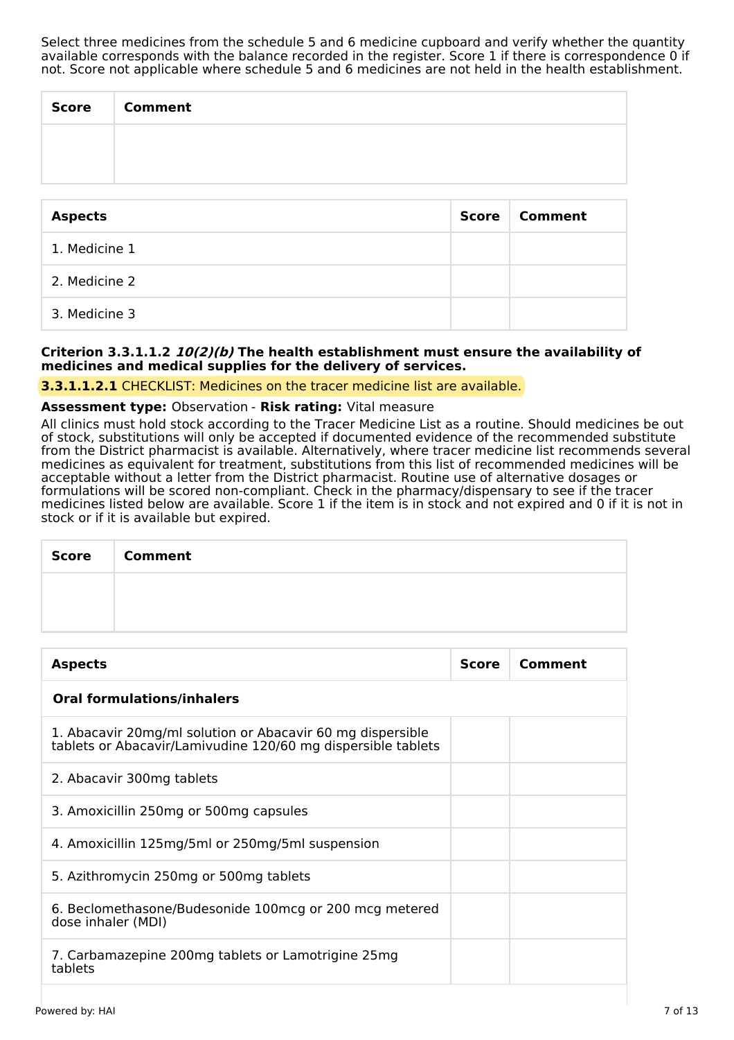Select three medicines from the schedule 5 and 6 medicine cupboard and verify whether the quantity available corresponds with the balance recorded in the register. Score 1 if there is correspondence 0 if not. Score not applicable where schedule 5 and 6 medicines are not held in the health establishment.

| Score | Comment |
| --- | --- |
| | |

| Aspects | Score | Comment |
| --- | --- | --- |
| 1. Medicine 1 | | |
| 2. Medicine 2 | | |
| 3. Medicine 3 | | |

**Criterion 3.3.1.1.2 *10(2)(b)* The health establishment must ensure the availability of medicines and medical supplies for the delivery of services.**

**3.3.1.1.2.1** CHECKLIST: Medicines on the tracer medicine list are available.

**Assessment type:** Observation - **Risk rating:** Vital measure

All clinics must hold stock according to the Tracer Medicine List as a routine. Should medicines be out of stock, substitutions will only be accepted if documented evidence of the recommended substitute from the District pharmacist is available. Alternatively, where tracer medicine list recommends several medicines as equivalent for treatment, substitutions from this list of recommended medicines will be acceptable without a letter from the District pharmacist. Routine use of alternative dosages or formulations will be scored non-compliant. Check in the pharmacy/dispensary to see if the tracer medicines listed below are available. Score 1 if the item is in stock and not expired and 0 if it is not in stock or if it is available but expired.

| Score | Comment |
| --- | --- |
| | |

| Aspects | Score | Comment |
| --- | --- | --- |
| **Oral formulations/inhalers** | | |
| 1. Abacavir 20mg/ml solution or Abacavir 60 mg dispersible tablets or Abacavir/Lamivudine 120/60 mg dispersible tablets | | |
| 2. Abacavir 300mg tablets | | |
| 3. Amoxicillin 250mg or 500mg capsules | | |
| 4. Amoxicillin 125mg/5ml or 250mg/5ml suspension | | |
| 5. Azithromycin 250mg or 500mg tablets | | |
| 6. Beclomethasone/Budesonide 100mcg or 200 mcg metered dose inhaler (MDI) | | |
| 7. Carbamazepine 200mg tablets or Lamotrigine 25mg tablets | | |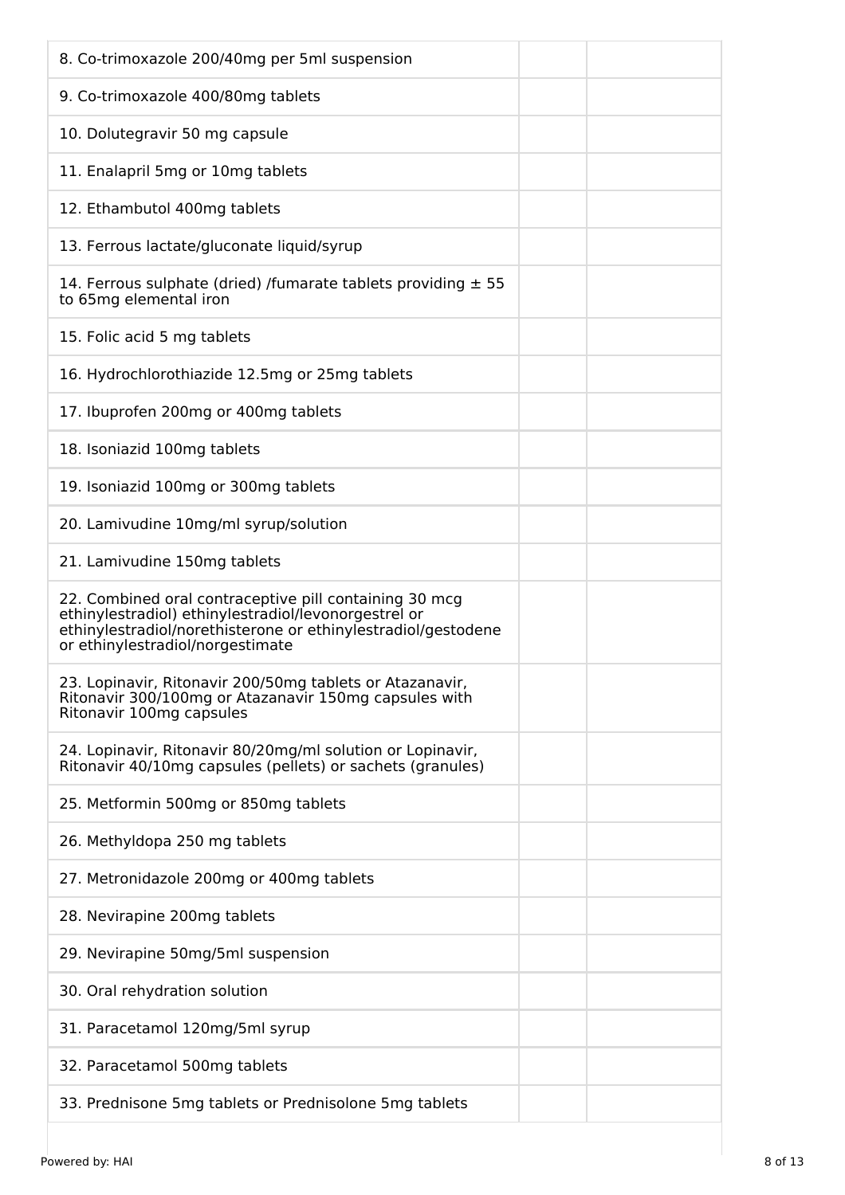| | | |
|---|---|---|
| 8. Co-trimoxazole 200/40mg per 5ml suspension | | |
| 9. Co-trimoxazole 400/80mg tablets | | |
| 10. Dolutegravir 50 mg capsule | | |
| 11. Enalapril 5mg or 10mg tablets | | |
| 12. Ethambutol 400mg tablets | | |
| 13. Ferrous lactate/gluconate liquid/syrup | | |
| 14. Ferrous sulphate (dried) /fumarate tablets providing ± 55 to 65mg elemental iron | | |
| 15. Folic acid 5 mg tablets | | |
| 16. Hydrochlorothiazide 12.5mg or 25mg tablets | | |
| 17. Ibuprofen 200mg or 400mg tablets | | |
| 18. Isoniazid 100mg tablets | | |
| 19. Isoniazid 100mg or 300mg tablets | | |
| 20. Lamivudine 10mg/ml syrup/solution | | |
| 21. Lamivudine 150mg tablets | | |
| 22. Combined oral contraceptive pill containing 30 mcg ethinylestradiol) ethinylestradiol/levonorgestrel or ethinylestradiol/norethisterone or ethinylestradiol/gestodene or ethinylestradiol/norgestimate | | |
| 23. Lopinavir, Ritonavir 200/50mg tablets or Atazanavir, Ritonavir 300/100mg or Atazanavir 150mg capsules with Ritonavir 100mg capsules | | |
| 24. Lopinavir, Ritonavir 80/20mg/ml solution or Lopinavir, Ritonavir 40/10mg capsules (pellets) or sachets (granules) | | |
| 25. Metformin 500mg or 850mg tablets | | |
| 26. Methyldopa 250 mg tablets | | |
| 27. Metronidazole 200mg or 400mg tablets | | |
| 28. Nevirapine 200mg tablets | | |
| 29. Nevirapine 50mg/5ml suspension | | |
| 30. Oral rehydration solution | | |
| 31. Paracetamol 120mg/5ml syrup | | |
| 32. Paracetamol 500mg tablets | | |
| 33. Prednisone 5mg tablets or Prednisolone 5mg tablets | | |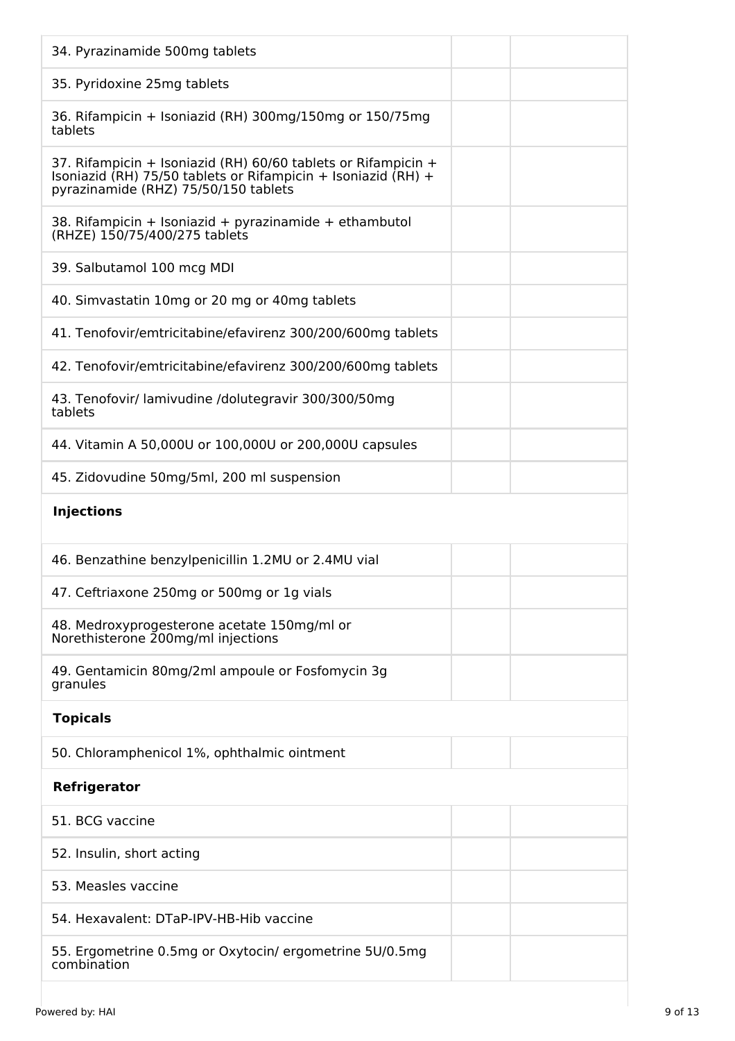| | | |
|---|---|---|
| 34. Pyrazinamide 500mg tablets | | |
| 35. Pyridoxine 25mg tablets | | |
| 36. Rifampicin + Isoniazid (RH) 300mg/150mg or 150/75mg tablets | | |
| 37. Rifampicin + Isoniazid (RH) 60/60 tablets or Rifampicin + Isoniazid (RH) 75/50 tablets or Rifampicin + Isoniazid (RH) + pyrazinamide (RHZ) 75/50/150 tablets | | |
| 38. Rifampicin + Isoniazid + pyrazinamide + ethambutol (RHZE) 150/75/400/275 tablets | | |
| 39. Salbutamol 100 mcg MDI | | |
| 40. Simvastatin 10mg or 20 mg or 40mg tablets | | |
| 41. Tenofovir/emtricitabine/efavirenz 300/200/600mg tablets | | |
| 42. Tenofovir/emtricitabine/efavirenz 300/200/600mg tablets | | |
| 43. Tenofovir/ lamivudine /dolutegravir 300/300/50mg tablets | | |
| 44. Vitamin A 50,000U or 100,000U or 200,000U capsules | | |
| 45. Zidovudine 50mg/5ml, 200 ml suspension | | |
| **Injections** | | |
| 46. Benzathine benzylpenicillin 1.2MU or 2.4MU vial | | |
| 47. Ceftriaxone 250mg or 500mg or 1g vials | | |
| 48. Medroxyprogesterone acetate 150mg/ml or Norethisterone 200mg/ml injections | | |
| 49. Gentamicin 80mg/2ml ampoule or Fosfomycin 3g granules | | |
| **Topicals** | | |
| 50. Chloramphenicol 1%, ophthalmic ointment | | |
| **Refrigerator** | | |
| 51. BCG vaccine | | |
| 52. Insulin, short acting | | |
| 53. Measles vaccine | | |
| 54. Hexavalent: DTaP-IPV-HB-Hib vaccine | | |
| 55. Ergometrine 0.5mg or Oxytocin/ ergometrine 5U/0.5mg combination | | |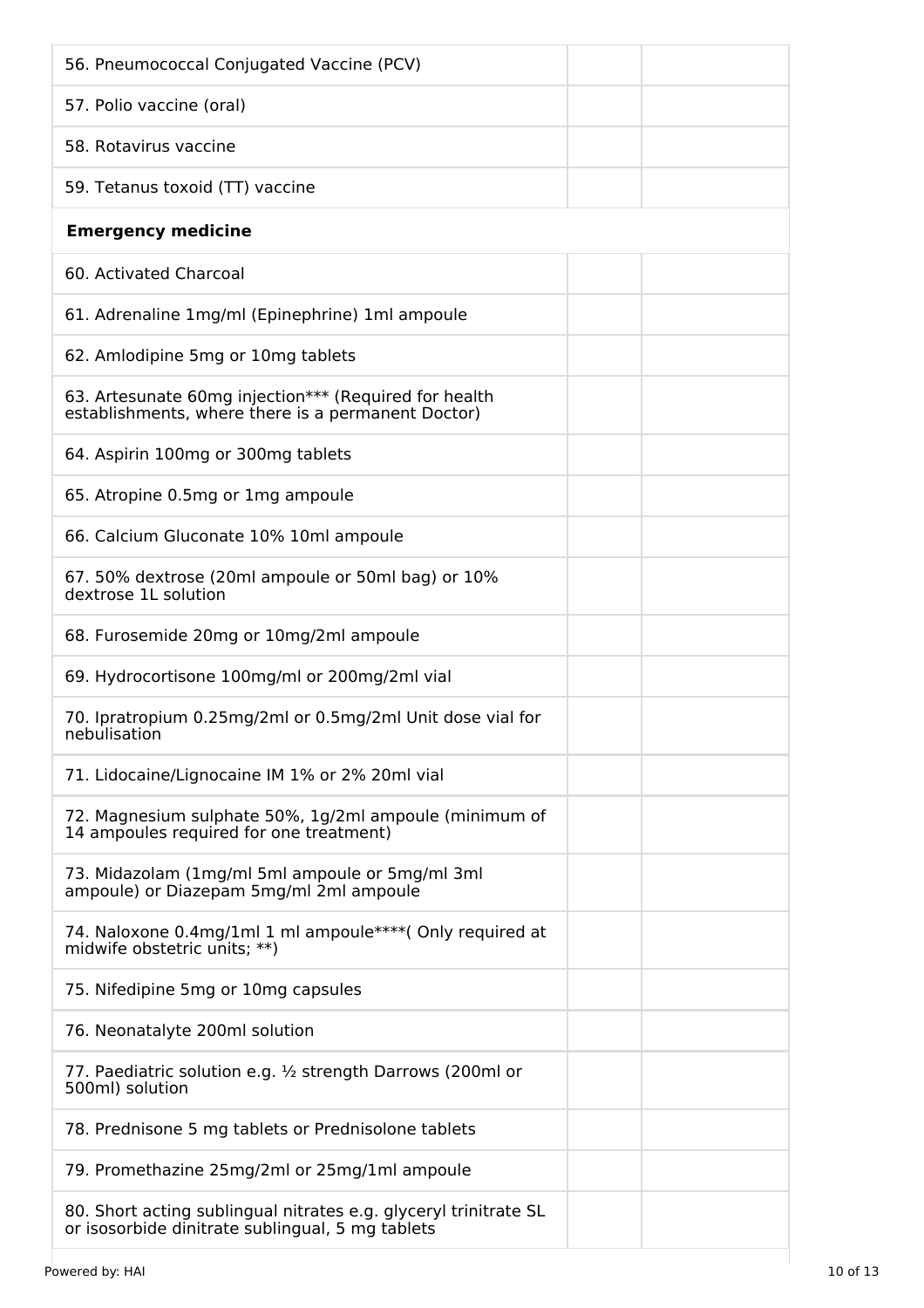| | | |
|---|---|---|
| 56. Pneumococcal Conjugated Vaccine (PCV) | | |
| 57. Polio vaccine (oral) | | |
| 58. Rotavirus vaccine | | |
| 59. Tetanus toxoid (TT) vaccine | | |
| **Emergency medicine** | | |
| 60. Activated Charcoal | | |
| 61. Adrenaline 1mg/ml (Epinephrine) 1ml ampoule | | |
| 62. Amlodipine 5mg or 10mg tablets | | |
| 63. Artesunate 60mg injection*** (Required for health establishments, where there is a permanent Doctor) | | |
| 64. Aspirin 100mg or 300mg tablets | | |
| 65. Atropine 0.5mg or 1mg ampoule | | |
| 66. Calcium Gluconate 10% 10ml ampoule | | |
| 67. 50% dextrose (20ml ampoule or 50ml bag) or 10% dextrose 1L solution | | |
| 68. Furosemide 20mg or 10mg/2ml ampoule | | |
| 69. Hydrocortisone 100mg/ml or 200mg/2ml vial | | |
| 70. Ipratropium 0.25mg/2ml or 0.5mg/2ml Unit dose vial for nebulisation | | |
| 71. Lidocaine/Lignocaine IM 1% or 2% 20ml vial | | |
| 72. Magnesium sulphate 50%, 1g/2ml ampoule (minimum of 14 ampoules required for one treatment) | | |
| 73. Midazolam (1mg/ml 5ml ampoule or 5mg/ml 3ml ampoule) or Diazepam 5mg/ml 2ml ampoule | | |
| 74. Naloxone 0.4mg/1ml 1 ml ampoule****( Only required at midwife obstetric units; **) | | |
| 75. Nifedipine 5mg or 10mg capsules | | |
| 76. Neonatalyte 200ml solution | | |
| 77. Paediatric solution e.g. ½ strength Darrows (200ml or 500ml) solution | | |
| 78. Prednisone 5 mg tablets or Prednisolone tablets | | |
| 79. Promethazine 25mg/2ml or 25mg/1ml ampoule | | |
| 80. Short acting sublingual nitrates e.g. glyceryl trinitrate SL or isosorbide dinitrate sublingual, 5 mg tablets | | |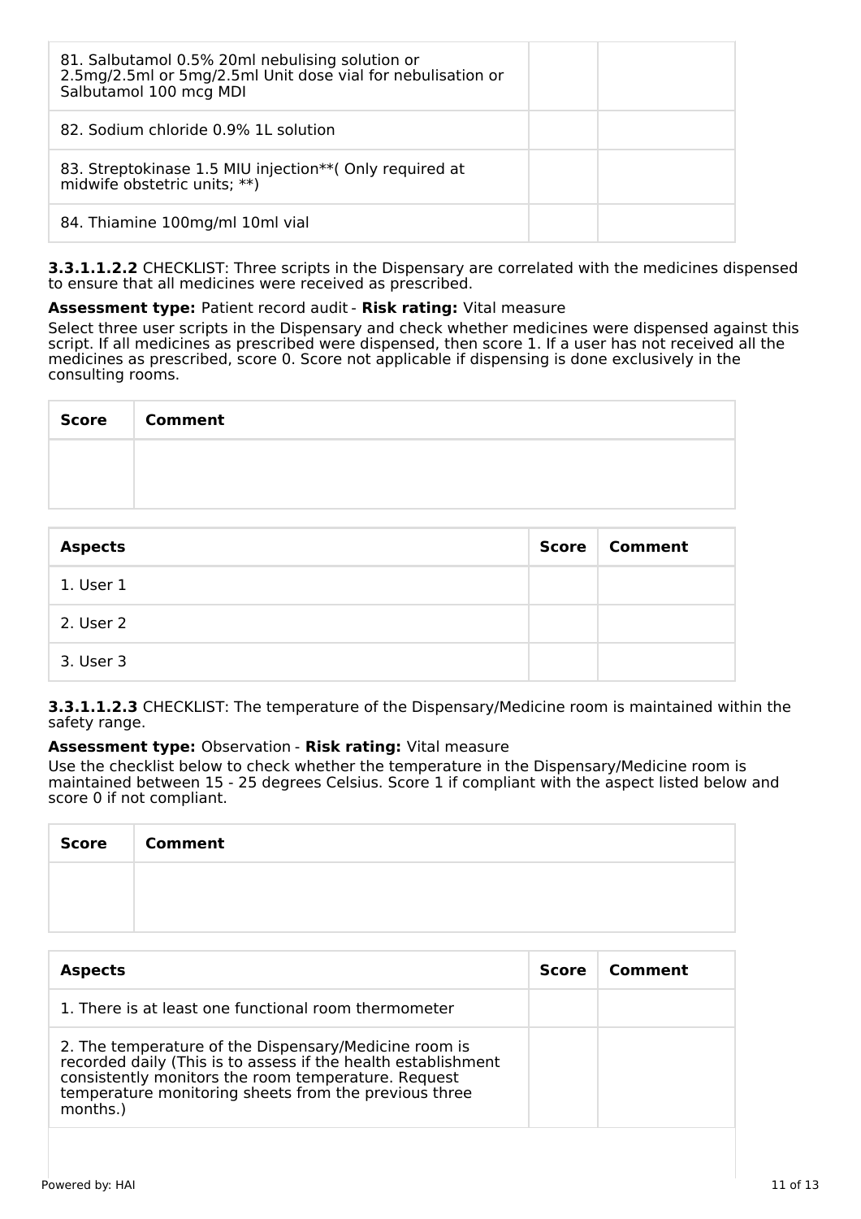| | | |
|---|---|---|
| 81. Salbutamol 0.5% 20ml nebulising solution or 2.5mg/2.5ml or 5mg/2.5ml Unit dose vial for nebulisation or Salbutamol 100 mcg MDI | | |
| 82. Sodium chloride 0.9% 1L solution | | |
| 83. Streptokinase 1.5 MIU injection**( Only required at midwife obstetric units; **) | | |
| 84. Thiamine 100mg/ml 10ml vial | | |

**3.3.1.1.2.2** CHECKLIST: Three scripts in the Dispensary are correlated with the medicines dispensed to ensure that all medicines were received as prescribed.

**Assessment type:** Patient record audit - **Risk rating:** Vital measure

Select three user scripts in the Dispensary and check whether medicines were dispensed against this script. If all medicines as prescribed were dispensed, then score 1. If a user has not received all the medicines as prescribed, score 0. Score not applicable if dispensing is done exclusively in the consulting rooms.

| Score | Comment |
|---|---|
| | |

| Aspects | Score | Comment |
|---|---|---|
| 1. User 1 | | |
| 2. User 2 | | |
| 3. User 3 | | |

**3.3.1.1.2.3** CHECKLIST: The temperature of the Dispensary/Medicine room is maintained within the safety range.

**Assessment type:** Observation - **Risk rating:** Vital measure

Use the checklist below to check whether the temperature in the Dispensary/Medicine room is maintained between 15 - 25 degrees Celsius. Score 1 if compliant with the aspect listed below and score 0 if not compliant.

| Score | Comment |
|---|---|
| | |

| Aspects | Score | Comment |
|---|---|---|
| 1. There is at least one functional room thermometer | | |
| 2. The temperature of the Dispensary/Medicine room is recorded daily (This is to assess if the health establishment consistently monitors the room temperature. Request temperature monitoring sheets from the previous three months.) | | |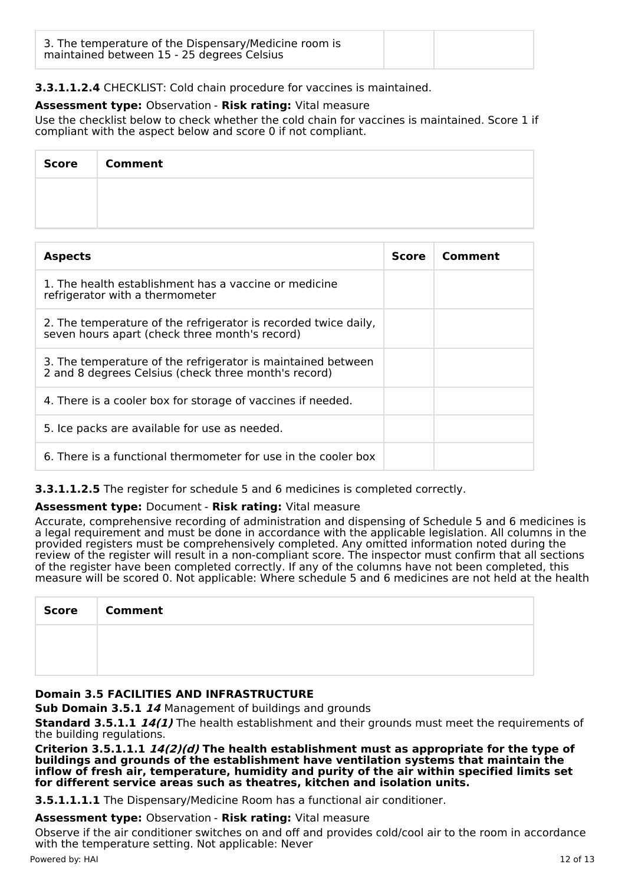| | | |
|---|---|---|
| 3. The temperature of the Dispensary/Medicine room is maintained between 15 - 25 degrees Celsius | | |

**3.3.1.1.2.4** CHECKLIST: Cold chain procedure for vaccines is maintained.

**Assessment type:** Observation - **Risk rating:** Vital measure

Use the checklist below to check whether the cold chain for vaccines is maintained. Score 1 if compliant with the aspect below and score 0 if not compliant.

| Score | Comment |
|---|---|
| | |

| Aspects | Score | Comment |
|---|---|---|
| 1. The health establishment has a vaccine or medicine refrigerator with a thermometer | | |
| 2. The temperature of the refrigerator is recorded twice daily, seven hours apart (check three month's record) | | |
| 3. The temperature of the refrigerator is maintained between 2 and 8 degrees Celsius (check three month's record) | | |
| 4. There is a cooler box for storage of vaccines if needed. | | |
| 5. Ice packs are available for use as needed. | | |
| 6. There is a functional thermometer for use in the cooler box | | |

**3.3.1.1.2.5** The register for schedule 5 and 6 medicines is completed correctly.

**Assessment type:** Document - **Risk rating:** Vital measure

Accurate, comprehensive recording of administration and dispensing of Schedule 5 and 6 medicines is a legal requirement and must be done in accordance with the applicable legislation. All columns in the provided registers must be comprehensively completed. Any omitted information noted during the review of the register will result in a non-compliant score. The inspector must confirm that all sections of the register have been completed correctly. If any of the columns have not been completed, this measure will be scored 0. Not applicable: Where schedule 5 and 6 medicines are not held at the health

| Score | Comment |
|---|---|
| | |

**Domain 3.5 FACILITIES AND INFRASTRUCTURE**

**Sub Domain 3.5.1** ***14*** Management of buildings and grounds

**Standard 3.5.1.1** ***14(1)*** The health establishment and their grounds must meet the requirements of the building regulations.

**Criterion 3.5.1.1.1** ***14(2)(d)*** **The health establishment must as appropriate for the type of buildings and grounds of the establishment have ventilation systems that maintain the inflow of fresh air, temperature, humidity and purity of the air within specified limits set for different service areas such as theatres, kitchen and isolation units.**

**3.5.1.1.1.1** The Dispensary/Medicine Room has a functional air conditioner.

**Assessment type:** Observation - **Risk rating:** Vital measure

Observe if the air conditioner switches on and off and provides cold/cool air to the room in accordance with the temperature setting. Not applicable: Never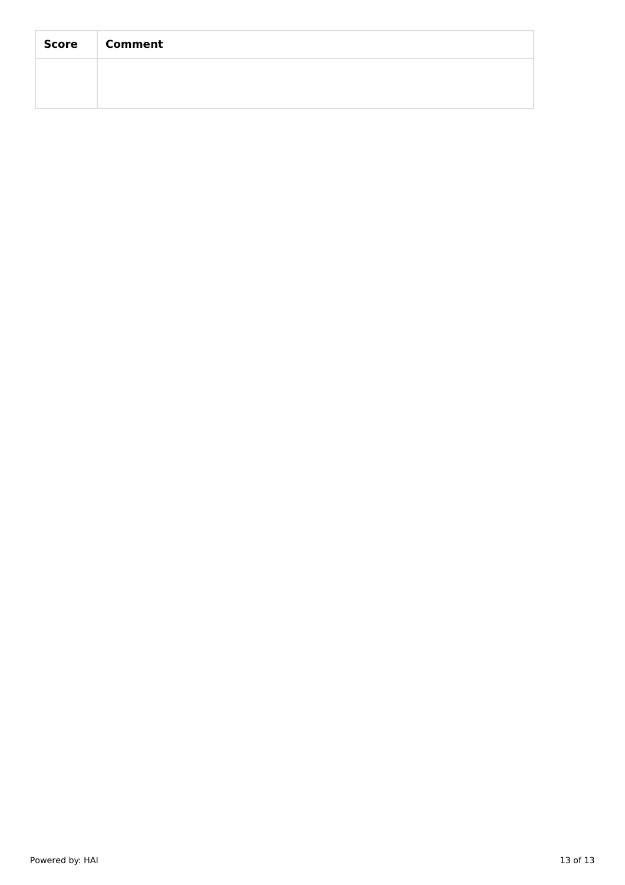| Score | Comment |
| --- | --- |
| | |